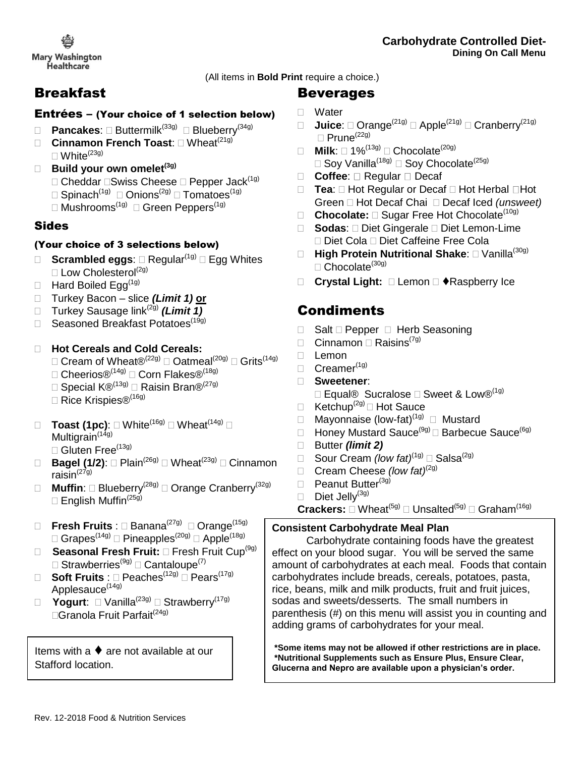Mary Washington Healthcare

**Carbohydrate Controlled Diet-**
**Dining On Call Menu**

(All items in **Bold Print** require a choice.)

# Breakfast

## Entrées – (Your choice of 1 selection below)

- **Pancakes**: □ Buttermilk(33g) □ Blueberry(34g)
- **Cinnamon French Toast**: □ Wheat(21g) □ White(23g)
- **Build your own omelet(3g)**
  □ Cheddar □ Swiss Cheese □ Pepper Jack(1g)
  □ Spinach(1g) □ Onions(2g) □ Tomatoes(1g)
  □ Mushrooms(1g) □ Green Peppers(1g)

## Sides

### (Your choice of 3 selections below)

- **Scrambled eggs**: □ Regular(1g) □ Egg Whites □ Low Cholesterol(2g)
- Hard Boiled Egg(1g)
- Turkey Bacon – slice ***(Limit 1)*** **or**
- Turkey Sausage link(2g) ***(Limit 1)***
- Seasoned Breakfast Potatoes(19g)

- **Hot Cereals and Cold Cereals:**
  □ Cream of Wheat®(22g) □ Oatmeal(20g) □ Grits(14g)
  □ Cheerios®(14g) □ Corn Flakes®(18g)
  □ Special K®(13g) □ Raisin Bran®(27g)
  □ Rice Krispies®(16g)

- **Toast (1pc)**: □ White(16g) □ Wheat(14g) □ Multigrain(14g) □ Gluten Free(13g)
- **Bagel (1/2)**: □ Plain(26g) □ Wheat(23g) □ Cinnamon raisin(27g)
- **Muffin**: □ Blueberry(28g) □ Orange Cranberry(32g) □ English Muffin(25g)

- **Fresh Fruits** : □ Banana(27g) □ Orange(15g) □ Grapes(14g) □ Pineapples(20g) □ Apple(18g)
- **Seasonal Fresh Fruit:** □ Fresh Fruit Cup(9g) □ Strawberries(9g) □ Cantaloupe(7)
- **Soft Fruits** : □ Peaches(12g) □ Pears(17g) Applesauce(14g)
- **Yogurt**: □ Vanilla(23g) □ Strawberry(17g) □ Granola Fruit Parfait(24g)

Items with a ♦ are not available at our Stafford location.

# Beverages

- Water
- **Juice**: □ Orange(21g) □ Apple(21g) □ Cranberry(21g) □ Prune(22g)
- **Milk**: □ 1%(13g) □ Chocolate(20g) □ Soy Vanilla(18g) □ Soy Chocolate(25g)
- **Coffee**: □ Regular □ Decaf
- **Tea**: □ Hot Regular or Decaf □ Hot Herbal □ Hot Green □ Hot Decaf Chai □ Decaf Iced *(unsweet)*
- **Chocolate:** □ Sugar Free Hot Chocolate(10g)
- **Sodas**: □ Diet Gingerale □ Diet Lemon-Lime □ Diet Cola □ Diet Caffeine Free Cola
- **High Protein Nutritional Shake**: □ Vanilla(30g) □ Chocolate(30g)
- **Crystal Light:** □ Lemon □ ♦Raspberry Ice

# Condiments

- Salt □ Pepper □ Herb Seasoning
- Cinnamon □ Raisins(7g)
- Lemon
- Creamer(1g)
- **Sweetener**:
  □ Equal® Sucralose □ Sweet & Low®(1g)
- Ketchup(2g) □ Hot Sauce
- Mayonnaise (low-fat)(1g) □ Mustard
- Honey Mustard Sauce(9g) □ Barbecue Sauce(6g)
- Butter ***(limit 2)***
- Sour Cream *(low fat)*(1g) □ Salsa(2g)
- Cream Cheese *(low fat)*(2g)
- Peanut Butter(3g)
- Diet Jelly(3g)

**Crackers:** □ Wheat(5g) □ Unsalted(5g) □ Graham(16g)

**Consistent Carbohydrate Meal Plan**

Carbohydrate containing foods have the greatest effect on your blood sugar. You will be served the same amount of carbohydrates at each meal. Foods that contain carbohydrates include breads, cereals, potatoes, pasta, rice, beans, milk and milk products, fruit and fruit juices, sodas and sweets/desserts. The small numbers in parenthesis (#) on this menu will assist you in counting and adding grams of carbohydrates for your meal.

**\*Some items may not be allowed if other restrictions are in place.**
**\*Nutritional Supplements such as Ensure Plus, Ensure Clear, Glucerna and Nepro are available upon a physician's order.**

Rev. 12-2018 Food & Nutrition Services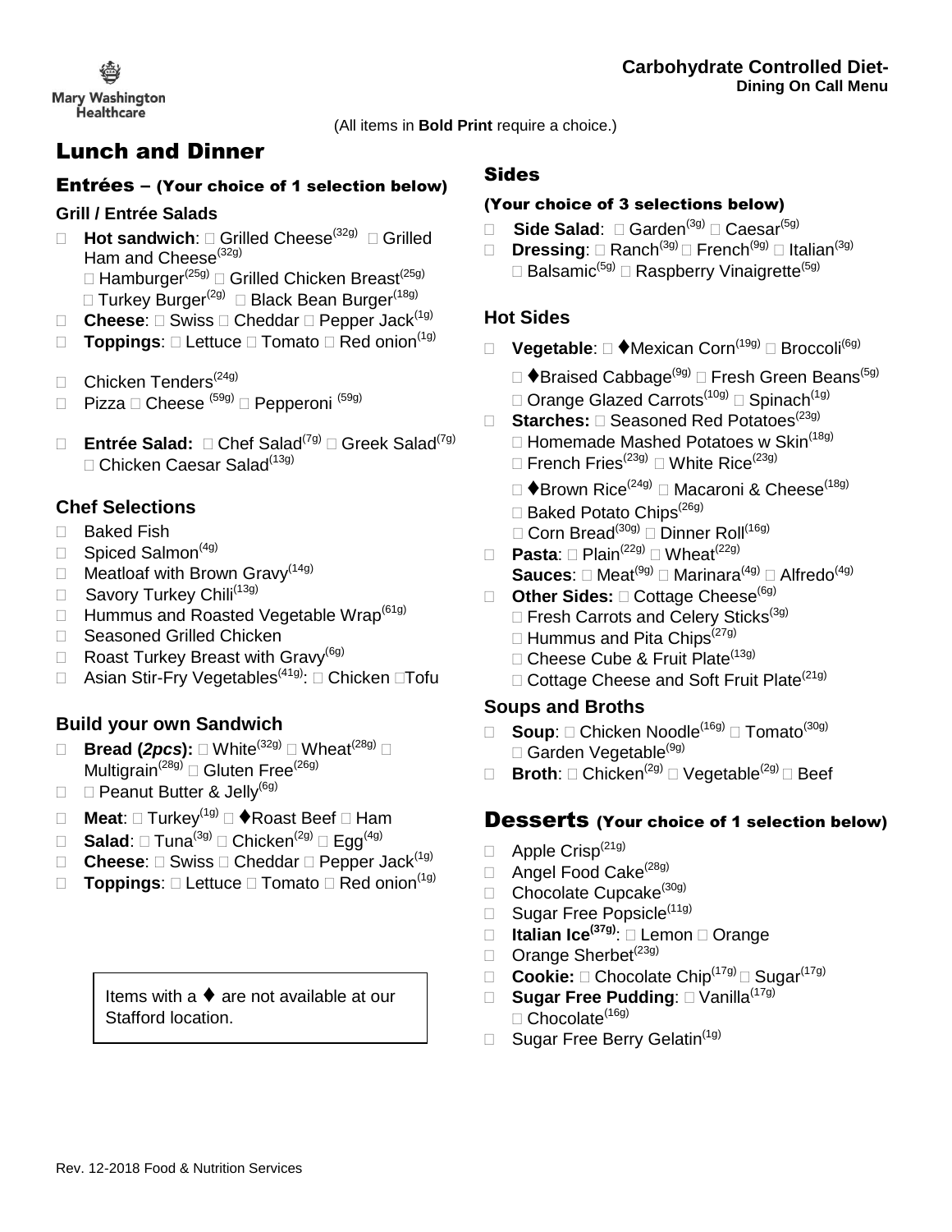Mary Washington Healthcare

**Carbohydrate Controlled Diet-**
**Dining On Call Menu**

(All items in **Bold Print** require a choice.)

# Lunch and Dinner

## Entrées – (Your choice of 1 selection below)

### Grill / Entrée Salads

- **Hot sandwich**: ☐ Grilled Cheese(32g) ☐ Grilled Ham and Cheese(32g) ☐ Hamburger(25g) ☐ Grilled Chicken Breast(25g) ☐ Turkey Burger(2g) ☐ Black Bean Burger(18g)
- **Cheese**: ☐ Swiss ☐ Cheddar ☐ Pepper Jack(1g)
- **Toppings**: ☐ Lettuce ☐ Tomato ☐ Red onion(1g)

- Chicken Tenders(24g)
- Pizza ☐ Cheese (59g) ☐ Pepperoni (59g)

- **Entrée Salad:** ☐ Chef Salad(7g) ☐ Greek Salad(7g) ☐ Chicken Caesar Salad(13g)

### Chef Selections

- Baked Fish
- Spiced Salmon(4g)
- Meatloaf with Brown Gravy(14g)
- Savory Turkey Chili(13g)
- Hummus and Roasted Vegetable Wrap(61g)
- Seasoned Grilled Chicken
- Roast Turkey Breast with Gravy(6g)
- Asian Stir-Fry Vegetables(41g): ☐ Chicken ☐Tofu

### Build your own Sandwich

- **Bread (*2pcs*):** ☐ White(32g) ☐ Wheat(28g) ☐ Multigrain(28g) ☐ Gluten Free(26g)
- ☐ Peanut Butter & Jelly(6g)
- **Meat**: ☐ Turkey(1g) ☐ ♦Roast Beef ☐ Ham
- **Salad**: ☐ Tuna(3g) ☐ Chicken(2g) ☐ Egg(4g)
- **Cheese**: ☐ Swiss ☐ Cheddar ☐ Pepper Jack(1g)
- **Toppings**: ☐ Lettuce ☐ Tomato ☐ Red onion(1g)

Items with a ♦ are not available at our Stafford location.

## Sides

### (Your choice of 3 selections below)

- **Side Salad**: ☐ Garden(3g) ☐ Caesar(5g)
- **Dressing**: ☐ Ranch(3g) ☐ French(9g) ☐ Italian(3g) ☐ Balsamic(5g) ☐ Raspberry Vinaigrette(5g)

### Hot Sides

- **Vegetable**: ☐ ♦Mexican Corn(19g) ☐ Broccoli(6g) ☐ ♦Braised Cabbage(9g) ☐ Fresh Green Beans(5g) ☐ Orange Glazed Carrots(10g) ☐ Spinach(1g)
- **Starches:** ☐ Seasoned Red Potatoes(23g) ☐ Homemade Mashed Potatoes w Skin(18g) ☐ French Fries(23g) ☐ White Rice(23g) ☐ ♦Brown Rice(24g) ☐ Macaroni & Cheese(18g) ☐ Baked Potato Chips(26g) ☐ Corn Bread(30g) ☐ Dinner Roll(16g)
- **Pasta**: ☐ Plain(22g) ☐ Wheat(22g)
  **Sauces**: ☐ Meat(9g) ☐ Marinara(4g) ☐ Alfredo(4g)
- **Other Sides:** ☐ Cottage Cheese(6g) ☐ Fresh Carrots and Celery Sticks(3g) ☐ Hummus and Pita Chips(27g) ☐ Cheese Cube & Fruit Plate(13g) ☐ Cottage Cheese and Soft Fruit Plate(21g)

### Soups and Broths

- **Soup**: ☐ Chicken Noodle(16g) ☐ Tomato(30g) ☐ Garden Vegetable(9g)
- **Broth**: ☐ Chicken(2g) ☐ Vegetable(2g) ☐ Beef

## Desserts (Your choice of 1 selection below)

- Apple Crisp(21g)
- Angel Food Cake(28g)
- Chocolate Cupcake(30g)
- Sugar Free Popsicle(11g)
- **Italian Ice(37g)**: ☐ Lemon ☐ Orange
- Orange Sherbet(23g)
- **Cookie:** ☐ Chocolate Chip(17g) ☐ Sugar(17g)
- **Sugar Free Pudding**: ☐ Vanilla(17g) ☐ Chocolate(16g)
- Sugar Free Berry Gelatin(1g)

Rev. 12-2018 Food & Nutrition Services